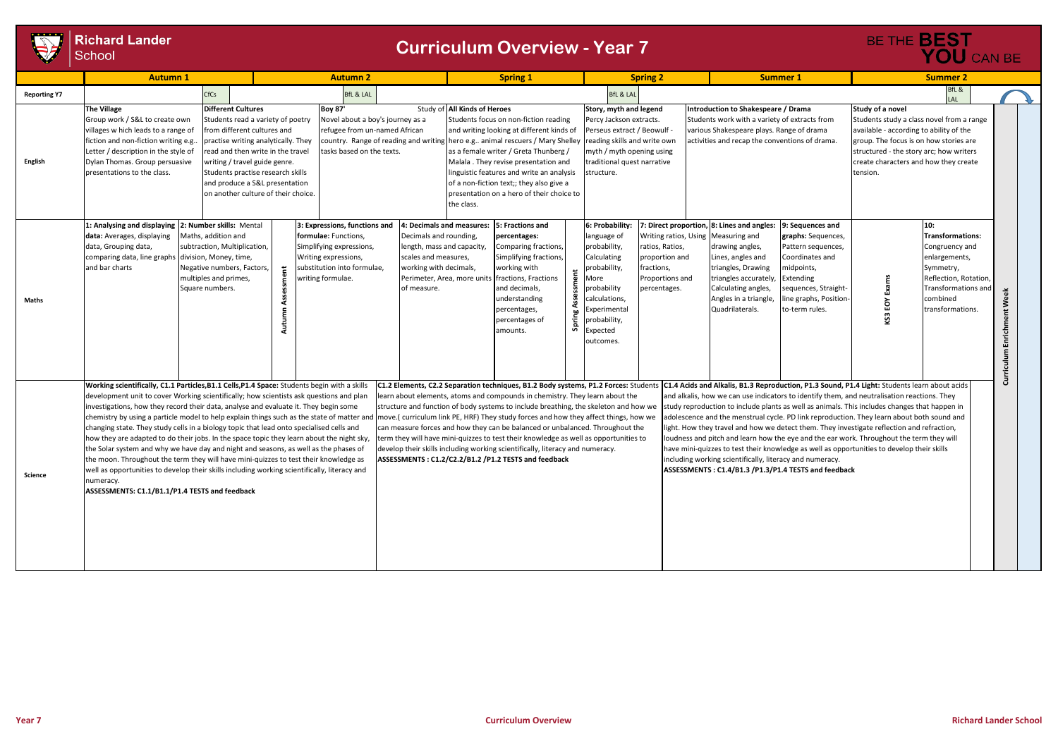# Richard Lander School

## Curriculum Overview - Year 7

BE THE **BEST YOU** CAN BE

| | Autumn 1 | Autumn 2 | Spring 1 | Spring 2 | Summer 1 | Summer 2 |
|---|---|---|---|---|---|---|
| **Reporting Y7** | CfCs | BfL & LAL | | BfL & LAL | | BfL & LAL |
| **English** | **The Village** Group work / S&L to create own villages w hich leads to a range of fiction and non-fiction writing e.g.. Letter / description in the style of Dylan Thomas. Group persuasive presentations to the class. **Different Cultures** Students read a variety of poetry from different cultures and practise writing analytically. They read and then write in the travel writing / travel guide genre. Students practise research skills and produce a S&L presentation on another culture of their choice. | **Boy 87'** Novel about a boy's journey as a refugee from un-named African country. Range of reading and writing tasks based on the texts. | Study of **All Kinds of Heroes** Students focus on non-fiction reading and writing looking at different kinds of hero e.g.. animal rescuers / Mary Shelley as a female writer / Greta Thunberg / Malala . They revise presentation and linguistic features and write an analysis of a non-fiction text;; they also give a presentation on a hero of their choice to the class. | **Story, myth and legend** Percy Jackson extracts. Perseus extract / Beowulf - reading skills and write own myth / myth opening using traditional quest narrative structure. | **Introduction to Shakespeare / Drama** Students work with a variety of extracts from various Shakespeare plays. Range of drama activities and recap the conventions of drama. | **Study of a novel** Students study a class novel from a range available - according to ability of the group. The focus is on how stories are structured - the story arc; how writers create characters and how they create tension. |
| **Maths** | **1: Analysing and displaying data:** Averages, displaying data, Grouping data, comparing data, line graphs and bar charts. **2: Number skills:** Mental Maths, addition and subtraction, Multiplication, division, Money, time, Negative numbers, Factors, multiples and primes, Square numbers. *Autumn Assessment* | **3: Expressions, functions and formulae:** Functions, Simplifying expressions, Writing expressions, substitution into formulae, writing formulae. **4: Decimals and measures:** Decimals and rounding, length, mass and capacity, scales and measures, working with decimals, Perimeter, Area, more units of measure. | **5: Fractions and percentages:** Comparing fractions, Simplifying fractions, working with fractions, Fractions and decimals, understanding percentages, percentages of amounts. *Spring Assessment* | **6: Probability:** language of probability, Calculating probability, More probability calculations, Experimental probability, Expected outcomes. **7: Direct proportion,** Writing ratios, Using ratios, Ratios, proportion and fractions, Proportions and percentages. | **8: Lines and angles:** Measuring and drawing angles, Lines, angles and triangles, Drawing triangles accurately, Calculating angles, Angles in a triangle, Quadrilaterals. **9: Sequences and graphs:** Sequences, Pattern sequences, Coordinates and midpoints, Extending sequences, Straight-line graphs, Position-to-term rules. | *KS3 EOY Exams* **10: Transformations:** Congruency and enlargements, Symmetry, Reflection, Rotation, Transformations and combined transformations. |
| **Science** | **Working scientifically, C1.1 Particles,B1.1 Cells,P1.4 Space:** Students begin with a skills development unit to cover Working scientifically; how scientists ask questions and plan investigations, how they record their data, analyse and evaluate it. They begin some chemistry by using a particle model to help explain things such as the state of matter and changing state. They study cells in a biology topic that lead onto specialised cells and how they are adapted to do their jobs. In the space topic they learn about the night sky, the Solar system and why we have day and night and seasons, as well as the phases of the moon. Throughout the term they will have mini-quizzes to test their knowledge as well as opportunities to develop their skills including working scientifically, literacy and numeracy. **ASSESSMENTS: C1.1/B1.1/P1.4 TESTS and feedback** | | **C1.2 Elements, C2.2 Separation techniques, B1.2 Body systems, P1.2 Forces:** Students learn about elements, atoms and compounds in chemistry. They learn about the structure and function of body systems to include breathing, the skeleton and how we move.( curriculum link PE, HRF) They study forces and how they affect things, how we can measure forces and how they can be balanced or unbalanced. Throughout the term they will have mini-quizzes to test their knowledge as well as opportunities to develop their skills including working scientifically, literacy and numeracy. **ASSESSMENTS : C1.2/C2.2/B1.2 /P1.2 TESTS and feedback** | | **C1.4 Acids and Alkalis, B1.3 Reproduction, P1.3 Sound, P1.4 Light:** Students learn about acids and alkalis, how we can use indicators to identify them, and neutralisation reactions. They study reproduction to include plants as well as animals. This includes changes that happen in adolescence and the menstrual cycle. PD link reproduction. They learn about both sound and light. How they travel and how we detect them. They investigate reflection and refraction, loudness and pitch and learn how the eye and the ear work. Throughout the term they will have mini-quizzes to test their knowledge as well as opportunities to develop their skills including working scientifically, literacy and numeracy. **ASSESSMENTS : C1.4/B1.3 /P1.3/P1.4 TESTS and feedback** | |

*Curriculum Enrichment Week*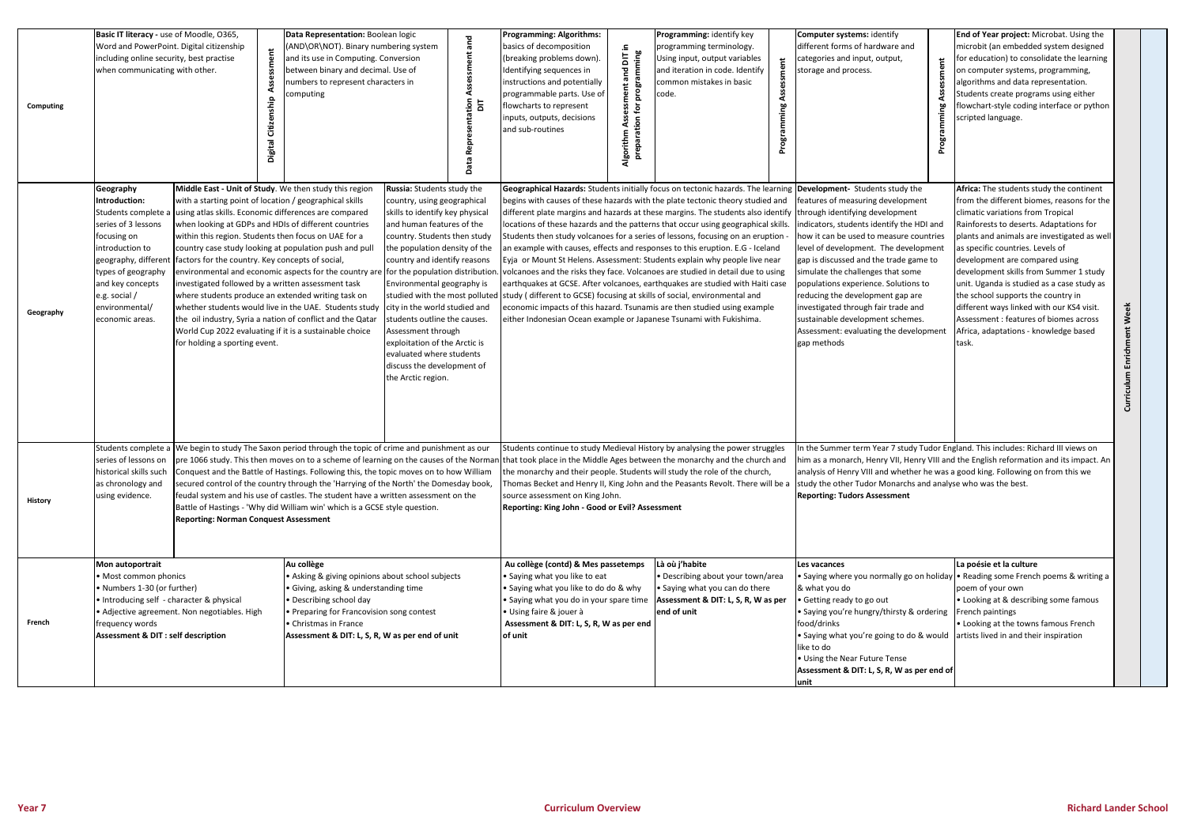| Subject | | | | | | | |
|---|---|---|---|---|---|---|---|
| **Computing** | **Basic IT literacy -** use of Moodle, O365, Word and PowerPoint. Digital citizenship including online security, best practise when communicating with other.<br><br>**Digital Citizenship Assessment** | **Data Representation:** Boolean logic (AND\OR\NOT). Binary numbering system and its use in Computing. Conversion between binary and decimal. Use of numbers to represent characters in computing<br><br>**Data Representation Assessment and DIT** | **Programming: Algorithms:** basics of decomposition (breaking problems down). Identifying sequences in instructions and potentially programmable parts. Use of flowcharts to represent inputs, outputs, decisions and sub-routines<br><br>**Algorithm Assessment and DIT in preparation for programming** | **Programming:** identify key programming terminology. Using input, output variables and iteration in code. Identify common mistakes in basic code.<br><br>**Programming Assessment** | **Computer systems:** identify different forms of hardware and different categories and input, output, storage and process.<br><br>**Programming Assessment** | **End of Year project:** Microbat. Using the microbit (an embedded system designed for education) to consolidate the learning on computer systems, programming, algorithms and data representation. Students create programs using either flowchart-style coding interface or python scripted language. | |
| **Geography** | **Geography Introduction:** Students complete a series of 3 lessons focusing on introduction to geography, different types of geography and key concepts e.g. social / environmental/ economic areas. | **Middle East - Unit of Study**. We then study this region with a starting point of location / geographical skills using atlas skills. Economic differences are compared when looking at GDPs and HDIs of different countries within this region. Students then focus on UAE for a country case study looking at population push and pull factors for the country. Key concepts of social, environmental and economic aspects for the country are investigated followed by a written assessment task where students produce an extended writing task on whether students would live in the UAE. Students study the oil industry, Syria a nation of conflict and the Qatar World Cup 2022 evaluating if it is a sustainable choice for holding a sporting event. | **Russia:** Students study the country, using geographical skills to identify key physical and human features of the country. Students then study the population density of the country and identify reasons for the population distribution. Environmental geography is studied with the most polluted city in the world studied and students outline the causes. Assessment through exploitation of the Arctic is evaluated where students discuss the development of the Arctic region. | **Geographical Hazards:** Students initially focus on tectonic hazards. The learning begins with causes of these hazards with the plate tectonic theory studied and different plate margins and hazards at these margins. The students also identify locations of these hazards and the patterns that occur using geographical skills. Students then study volcanoes for a series of lessons, focusing on an eruption - an example with causes, effects and responses to this eruption. E.G - Iceland Eyja or Mount St Helens. Assessment: Students explain why people live near volcanoes and the risks they face. Volcanoes are studied in detail due to using earthquakes at GCSE. After volcanoes, earthquakes are studied with Haiti case study ( different to GCSE) focusing at skills of social, environmental and economic impacts of this hazard. Tsunamis are then studied using example either Indonesian Ocean example or Japanese Tsunami with Fukishima. | **Development-** Students study the features of measuring development through identifying development indicators, students identify the HDI and how it can be used to measure countries level of development. The development gap is discussed and the trade game to simulate the challenges that some populations experience. Solutions to reducing the development gap are investigated through fair trade and sustainable development schemes. Assessment: evaluating the development gap methods | **Africa:** The students study the continent from the different biomes, reasons for the climatic variations from Tropical Rainforests to deserts. Adaptations for plants and animals are investigated as well as specific countries. Levels of development are compared using development skills from Summer 1 study unit. Uganda is studied as a case study as the school supports the country in different ways linked with our KS4 visit. Assessment : features of biomes across Africa, adaptations - knowledge based task. | **Curriculum Enrichment Week** |
| **History** | Students complete a series of lessons on historical skills such as chronology and using evidence. | We begin to study The Saxon period through the topic of crime and punishment as our pre 1066 study. This then moves on to a scheme of learning on the causes of the Norman Conquest and the Battle of Hastings. Following this, the topic moves on to how William secured control of the country through the 'Harrying of the North' the Domesday book, feudal system and his use of castles. The student have a written assessment on the Battle of Hastings - 'Why did William win' which is a GCSE style question.<br>**Reporting: Norman Conquest Assessment** | Students continue to study Medieval History by analysing the power struggles that took place in the Middle Ages between the monarchy and the church and the monarchy and their people. Students will study the role of the church, Thomas Becket and Henry II, King John and the Peasants Revolt. There will be a source assessment on King John.<br>**Reporting: King John - Good or Evil? Assessment** | | In the Summer term Year 7 study Tudor England. This includes: Richard III views on him as a monarch, Henry VII, Henry VIII and the English reformation and its impact. An analysis of Henry VIII and whether he was a good king. Following on from this we study the other Tudor Monarchs and analyse who was the best.<br>**Reporting: Tudors Assessment** | | |
| **French** | **Mon autoportrait**<br>• Most common phonics<br>• Numbers 1-30 (or further)<br>• Introducing self - character & physical<br>• Adjective agreement. Non negotiables. High frequency words<br>**Assessment & DIT : self description** | **Au collège**<br>• Asking & giving opinions about school subjects<br>• Giving, asking & understanding time<br>• Describing school day<br>• Preparing for Francovision song contest<br>• Christmas in France<br>**Assessment & DIT: L, S, R, W as per end of unit** | **Au collège (contd) & Mes passetemps**<br>• Saying what you like to eat<br>• Saying what you like to do do & why<br>• Saying what you do in your spare time<br>• Using faire & jouer à<br>**Assessment & DIT: L, S, R, W as per end of unit** | **Là où j'habite**<br>• Describing about your town/area<br>• Saying what you can do there<br>**Assessment & DIT: L, S, R, W as per end of unit** | **Les vacances**<br>• Saying where you normally go on holiday & what you do<br>• Getting ready to go out<br>• Saying you're hungry/thirsty & ordering food/drinks<br>• Saying what you're going to do & would like to do<br>• Using the Near Future Tense<br>**Assessment & DIT: L, S, R, W as per end of unit** | **La poésie et la culture**<br>• Reading some French poems & writing a poem of your own<br>• Looking at & describing some famous French paintings<br>• Looking at the towns famous French artists lived in and their inspiration | |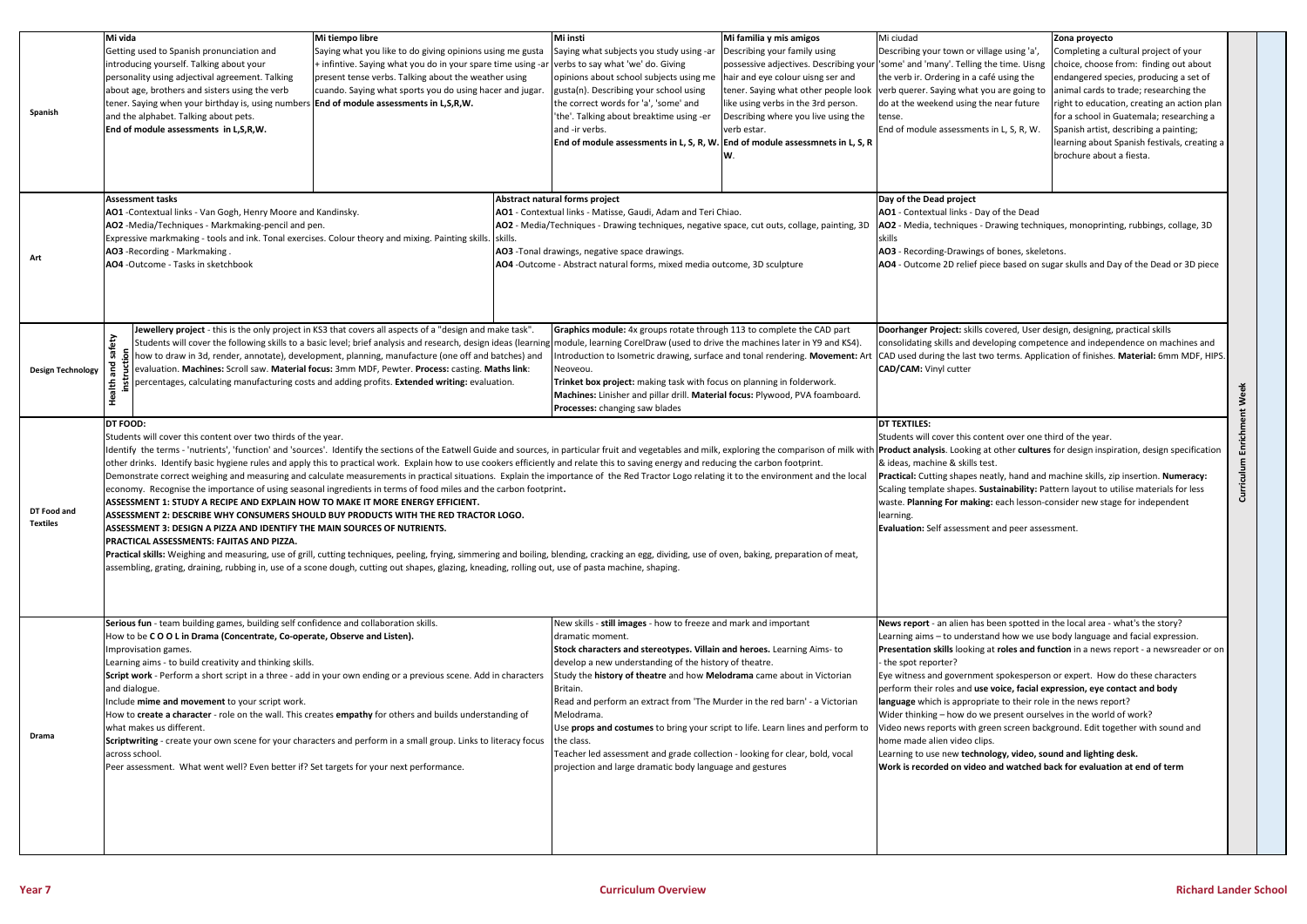| Subject | | | | | | | |
|---|---|---|---|---|---|---|---|
| **Spanish** | **Mi vida**<br>Getting used to Spanish pronunciation and introducing yourself. Talking about your personality using adjectival agreement. Talking about age, brothers and sisters using the verb tener. Saying when your birthday is, using numbers and the alphabet. Talking about pets.<br>**End of module assessments in L,S,R,W.** | **Mi tiempo libre**<br>Saying what you like to do giving opinions using me gusta + infintive. Saying what you do in your spare time using -ar present tense verbs. Talking about the weather using cuando. Saying what sports you do using hacer and jugar.<br>**End of module assessments in L,S,R,W.** | **Mi insti**<br>Saying what subjects you study using -ar verbs to say what 'we' do. Giving opinions about school subjects using me gusta(n). Describing your school using the correct words for 'a', 'some' and 'the'. Talking about breaktime using -er and -ir verbs.<br>**End of module assessments in L, S, R, W.** | **Mi familia y mis amigos**<br>Describing your family using possessive adjectives. Describing your hair and eye colour uisng ser and tener. Saying what other people look like using verbs in the 3rd person. Describing where you live using the verb estar.<br>**End of module assessmnets in L, S, R W.** | Mi ciudad<br>Describing your town or village using 'a', 'some' and 'many'. Telling the time. Uisng the verb ir. Ordering in a café using the verb querer. Saying what you are going to do at the weekend using the near future tense.<br>End of module assessments in L, S, R, W. | **Zona proyecto**<br>Completing a cultural project of your choice, choose from: finding out about endangered species, producing a set of animal cards to trade; researching the right to education, creating an action plan for a school in Guatemala; researching a Spanish artist, describing a painting; learning about Spanish festivals, creating a brochure about a fiesta. | **Curriculum Enrichment Week** |
| **Art** | **Assessment tasks**<br>**AO1** -Contextual links - Van Gogh, Henry Moore and Kandinsky.<br>**AO2** -Media/Techniques - Markmaking-pencil and pen.<br>Expressive markmaking - tools and ink. Tonal exercises. Colour theory and mixing. Painting skills.<br>**AO3** -Recording - Markmaking .<br>**AO4** -Outcome - Tasks in sketchbook | | **Abstract natural forms project**<br>**AO1** - Contextual links - Matisse, Gaudi, Adam and Teri Chiao.<br>**AO2** - Media/Techniques - Drawing techniques, negative space, cut outs, collage, painting, 3D skills.<br>**AO3** -Tonal drawings, negative space drawings.<br>**AO4** -Outcome - Abstract natural forms, mixed media outcome, 3D sculpture | | **Day of the Dead project**<br>**AO1** - Contextual links - Day of the Dead<br>**AO2** - Media, techniques - Drawing techniques, monoprinting, rubbings, collage, 3D skills<br>**AO3** - Recording-Drawings of bones, skeletons.<br>**AO4** - Outcome 2D relief piece based on sugar skulls and Day of the Dead or 3D piece | | |
| **Design Technology** | **Health and safety instruction**<br>**Jewellery project** - this is the only project in KS3 that covers all aspects of a "design and make task". Students will cover the following skills to a basic level; brief analysis and research, design ideas (learning how to draw in 3d, render, annotate), development, planning, manufacture (one off and batches) and evaluation. **Machines:** Scroll saw. **Material focus:** 3mm MDF, Pewter. **Process:** casting. **Maths link**: percentages, calculating manufacturing costs and adding profits. **Extended writing:** evaluation. | | **Graphics module:** 4x groups rotate through 113 to complete the CAD part module, learning CorelDraw (used to drive the machines later in Y9 and KS4). Introduction to Isometric drawing, surface and tonal rendering. **Movement:** Art Neoveou.<br>**Trinket box project:** making task with focus on planning in folderwork.<br>**Machines:** Linisher and pillar drill. **Material focus:** Plywood, PVA foamboard.<br>**Processes:** changing saw blades | | **Doorhanger Project:** skills covered, User design, designing, practical skills consolidating skills and developing competence and independence on machines and CAD used during the last two terms. Application of finishes. **Material:** 6mm MDF, HIPS. **CAD/CAM:** Vinyl cutter | | |
| **DT Food and Textiles** | **DT FOOD:**<br>Students will cover this content over two thirds of the year.<br>Identify the terms - 'nutrients', 'function' and 'sources'. Identify the sections of the Eatwell Guide and sources, in particular fruit and vegetables and milk, exploring the comparison of milk with other drinks. Identify basic hygiene rules and apply this to practical work. Explain how to use cookers efficiently and relate this to saving energy and reducing the carbon footprint.<br>Demonstrate correct weighing and measuring and calculate measurements in practical situations. Explain the importance of the Red Tractor Logo relating it to the environment and the local economy. Recognise the importance of using seasonal ingredients in terms of food miles and the carbon footprint.<br>**ASSESSMENT 1: STUDY A RECIPE AND EXPLAIN HOW TO MAKE IT MORE ENERGY EFFICIENT.**<br>**ASSESSMENT 2: DESCRIBE WHY CONSUMERS SHOULD BUY PRODUCTS WITH THE RED TRACTOR LOGO.**<br>**ASSESSMENT 3: DESIGN A PIZZA AND IDENTIFY THE MAIN SOURCES OF NUTRIENTS.**<br>**PRACTICAL ASSESSMENTS: FAJITAS AND PIZZA.**<br>**Practical skills:** Weighing and measuring, use of grill, cutting techniques, peeling, frying, simmering and boiling, blending, cracking an egg, dividing, use of oven, baking, preparation of meat, assembling, grating, draining, rubbing in, use of a scone dough, cutting out shapes, glazing, kneading, rolling out, use of pasta machine, shaping. | | | | **DT TEXTILES:**<br>Students will cover this content over one third of the year.<br>**Product analysis**. Looking at other **cultures** for design inspiration, design specification & ideas, machine & skills test.<br>**Practical:** Cutting shapes neatly, hand and machine skills, zip insertion. **Numeracy:** Scaling template shapes. **Sustainability:** Pattern layout to utilise materials for less waste. **Planning For making:** each lesson-consider new stage for independent learning.<br>**Evaluation:** Self assessment and peer assessment. | | |
| **Drama** | **Serious fun** - team building games, building self confidence and collaboration skills.<br>How to be **C O O L in Drama (Concentrate, Co-operate, Observe and Listen).**<br>Improvisation games.<br>Learning aims - to build creativity and thinking skills.<br>**Script work** - Perform a short script in a three - add in your own ending or a previous scene. Add in characters and dialogue.<br>Include **mime and movement** to your script work.<br>How to **create a character** - role on the wall. This creates **empathy** for others and builds understanding of what makes us different.<br>**Scriptwriting** - create your own scene for your characters and perform in a small group. Links to literacy focus across school.<br>Peer assessment. What went well? Even better if? Set targets for your next performance. | | New skills - **still images** - how to freeze and mark and important dramatic moment.<br>**Stock characters and stereotypes. Villain and heroes.** Learning Aims- to develop a new understanding of the history of theatre.<br>Study the **history of theatre** and how **Melodrama** came about in Victorian Britain.<br>Read and perform an extract from 'The Murder in the red barn' - a Victorian Melodrama.<br>Use **props and costumes** to bring your script to life. Learn lines and perform to the class.<br>Teacher led assessment and grade collection - looking for clear, bold, vocal projection and large dramatic body language and gestures | | **News report** - an alien has been spotted in the local area - what's the story?<br>Learning aims – to understand how we use body language and facial expression.<br>**Presentation skills** looking at **roles and function** in a news report - a newsreader or on - the spot reporter?<br>Eye witness and government spokesperson or expert. How do these characters perform their roles and **use voice, facial expression, eye contact and body language** which is appropriate to their role in the news report?<br>Wider thinking – how do we present ourselves in the world of work?<br>Video news reports with green screen background. Edit together with sound and home made alien video clips.<br>Learning to use new **technology, video, sound and lighting desk.**<br>**Work is recorded on video and watched back for evaluation at end of term** | | |

Year 7 — Curriculum Overview — Richard Lander School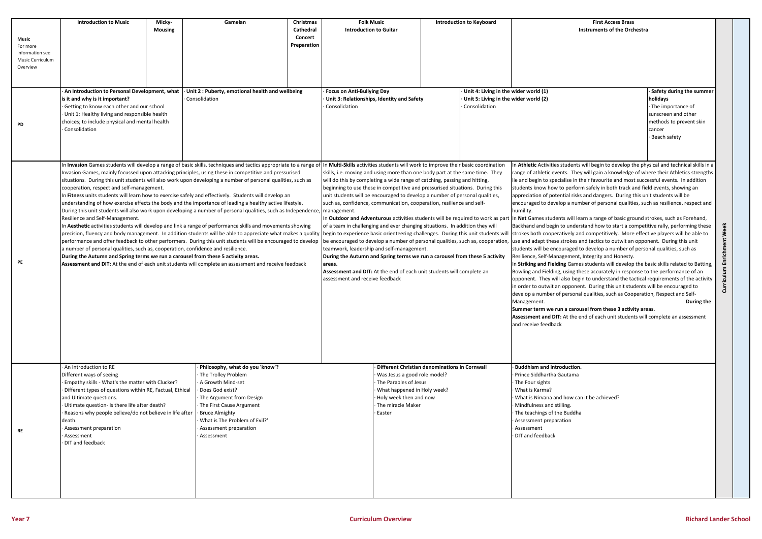| | | | | | | | | | |
|---|---|---|---|---|---|---|---|---|---|
| **Music**<br>For more information see Music Curriculum Overview | **Introduction to Music** | **Micky-Mousing** | **Gamelan** | **Christmas Cathedral Concert Preparation** | **Folk Music**<br>**Introduction to Guitar** | **Introduction to Keyboard** | **First Access Brass**<br>**Instruments of the Orchestra** | | **Curriculum Enrichment Week** |
| **PD** | · **An Introduction to Personal Development, what is it and why is it important?**<br>· Getting to know each other and our school<br>· Unit 1: Healthy living and responsible health choices; to include physical and mental health<br>· Consolidation | | · **Unit 2 : Puberty, emotional health and wellbeing**<br>· Consolidation | | · **Focus on Anti-Bullying Day**<br>· **Unit 3: Relationships, Identity and Safety**<br>· Consolidation | · **Unit 4: Living in the wider world (1)**<br>· **Unit 5: Living in the wider world (2)**<br>· Consolidation | | · **Safety during the summer holidays**<br>· The importance of sunscreen and other methods to prevent skin cancer<br>· Beach safety | |
| **PE** | In **Invasion** Games students will develop a range of basic skills, techniques and tactics appropriate to a range of Invasion Games, mainly focussed upon attacking principles, using these in competitive and pressurised situations. During this unit students will also work upon developing a number of personal qualities, such as cooperation, respect and self-management.<br>In **Fitness** units students will learn how to exercise safely and effectively. Students will develop an understanding of how exercise effects the body and the importance of leading a healthy active lifestyle. During this unit students will also work upon developing a number of personal qualities, such as Independence, Resilience and Self-Management.<br>In **Aesthetic** activities students will develop and link a range of performance skills and movements showing precision, fluency and body management. In addition students will be able to appreciate what makes a quality performance and offer feedback to other performers. During this unit students will be encouraged to develop a number of personal qualities, such as, cooperation, confidence and resilience.<br>**During the Autumn and Spring terms we run a carousel from these 5 activity areas.**<br>**Assessment and DIT:** At the end of each unit students will complete an assessment and receive feedback | | | | In **Multi-Skills** activities students will work to improve their basic coordination skills, i.e. moving and using more than one body part at the same time. They will do this by completing a wide range of catching, passing and hitting, beginning to use these in competitive and pressurised situations. During this unit students will be encouraged to develop a number of personal qualities, such as, confidence, communication, cooperation, resilience and self-management.<br>In **Outdoor and Adventurous** activities students will be required to work as part of a team in challenging and ever changing situations. In addition they will begin to experience basic orienteering challenges. During this unit students will be encouraged to develop a number of personal qualities, such as, cooperation, teamwork, leadership and self-management.<br>**During the Autumn and Spring terms we run a carousel from these 5 activity areas.**<br>**Assessment and DIT:** At the end of each unit students will complete an assessment and receive feedback | | In **Athletic** Activities students will begin to develop the physical and technical skills in a range of athletic events. They will gain a knowledge of where their Athletics strengths lie and begin to specialise in their favourite and most successful events. In addition students know how to perform safely in both track and field events, showing an appreciation of potential risks and dangers. During this unit students will be encouraged to develop a number of personal qualities, such as resilience, respect and humility.<br>In **Net** Games students will learn a range of basic ground strokes, such as Forehand, Backhand and begin to understand how to start a competitive rally, performing these strokes both cooperatively and competitively. More effective players will be able to use and adapt these strokes and tactics to outwit an opponent. During this unit students will be encouraged to develop a number of personal qualities, such as Resilience, Self-Management, Integrity and Honesty.<br>In **Striking and Fielding** Games students will develop the basic skills related to Batting, Bowling and Fielding, using these accurately in response to the performance of an opponent. They will also begin to understand the tactical requirements of the activity in order to outwit an opponent. During this unit students will be encouraged to develop a number of personal qualities, such as Cooperation, Respect and Self-Management. **During the Summer term we run a carousel from these 3 activity areas.**<br>**Assessment and DIT:** At the end of each unit students will complete an assessment and receive feedback | | |
| **RE** | · An Introduction to RE<br>Different ways of seeing<br>· Empathy skills - What's the matter with Clucker?<br>· Different types of questions within RE, Factual, Ethical and Ultimate questions.<br>· Ultimate question- Is there life after death?<br>· Reasons why people believe/do not believe in life after death.<br>· Assessment preparation<br>· Assessment<br>· DIT and feedback | | · **Philosophy, what do you 'know'?**<br>· The Trolley Problem<br>· A Growth Mind-set<br>· Does God exist?<br>· The Argument from Design<br>· The First Cause Argument<br>· Bruce Almighty<br>· What is The Problem of Evil?'<br>· Assessment preparation<br>· Assessment | | · **Different Christian denominations in Cornwall**<br>· Was Jesus a good role model?<br>· The Parables of Jesus<br>· What happened in Holy week?<br>· Holy week then and now<br>· The miracle Maker<br>· Easter | | · **Buddhism and introduction.**<br>· Prince Siddhartha Gautama<br>· The Four sights<br>· What is Karma?<br>· What is Nirvana and how can it be achieved?<br>· Mindfulness and stilling.<br>· The teachings of the Buddha<br>· Assessment preparation<br>· Assessment<br>· DIT and feedback | | |